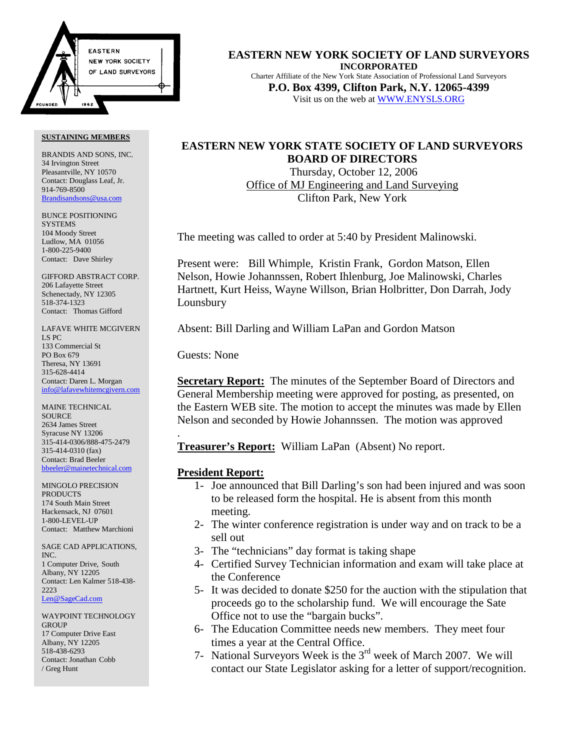EASTERN NEW YORK SOCIETY OF LAND SURVEYORS

FOUNDED 1962

# EASTERN NEW YORK SOCIETY OF LAND SURVEYORS

**INCORPORATED**

Charter Affiliate of the New York State Association of Professional Land Surveyors

**P.O. Box 4399, Clifton Park, N.Y. 12065-4399**

Visit us on the web at [WWW.ENYSLS.ORG](http://WWW.ENYSLS.ORG)

**SUSTAINING MEMBERS**

BRANDIS AND SONS, INC.
34 Irvington Street
Pleasantville, NY 10570
Contact: Douglass Leaf, Jr.
914-769-8500
Brandisandsons@usa.com

BUNCE POSITIONING SYSTEMS
104 Moody Street
Ludlow, MA 01056
1-800-225-9400
Contact: Dave Shirley

GIFFORD ABSTRACT CORP.
206 Lafayette Street
Schenectady, NY 12305
518-374-1323
Contact: Thomas Gifford

LAFAVE WHITE MCGIVERN LS PC
133 Commercial St
PO Box 679
Theresa, NY 13691
315-628-4414
Contact: Daren L. Morgan
info@lafavewhitemcgivern.com

MAINE TECHNICAL SOURCE
2634 James Street
Syracuse NY 13206
315-414-0306/888-475-2479
315-414-0310 (fax)
Contact: Brad Beeler
bbeeler@mainetechnical.com

MINGOLO PRECISION PRODUCTS
174 South Main Street
Hackensack, NJ 07601
1-800-LEVEL-UP
Contact: Matthew Marchioni

SAGE CAD APPLICATIONS, INC.
1 Computer Drive, South
Albany, NY 12205
Contact: Len Kalmer 518-438-2223
Len@SageCad.com

WAYPOINT TECHNOLOGY GROUP
17 Computer Drive East
Albany, NY 12205
518-438-6293
Contact: Jonathan Cobb / Greg Hunt

## EASTERN NEW YORK STATE SOCIETY OF LAND SURVEYORS BOARD OF DIRECTORS

Thursday, October 12, 2006
Office of MJ Engineering and Land Surveying
Clifton Park, New York

The meeting was called to order at 5:40 by President Malinowski.

Present were: Bill Whimple, Kristin Frank, Gordon Matson, Ellen Nelson, Howie Johannssen, Robert Ihlenburg, Joe Malinowski, Charles Hartnett, Kurt Heiss, Wayne Willson, Brian Holbritter, Don Darrah, Jody Lounsbury

Absent: Bill Darling and William LaPan and Gordon Matson

Guests: None

**Secretary Report:** The minutes of the September Board of Directors and General Membership meeting were approved for posting, as presented, on the Eastern WEB site. The motion to accept the minutes was made by Ellen Nelson and seconded by Howie Johannssen. The motion was approved

.

**Treasurer's Report:** William LaPan (Absent) No report.

**President Report:**

1- Joe announced that Bill Darling's son had been injured and was soon to be released form the hospital. He is absent from this month meeting.
2- The winter conference registration is under way and on track to be a sell out
3- The "technicians" day format is taking shape
4- Certified Survey Technician information and exam will take place at the Conference
5- It was decided to donate $250 for the auction with the stipulation that proceeds go to the scholarship fund. We will encourage the Sate Office not to use the "bargain bucks".
6- The Education Committee needs new members. They meet four times a year at the Central Office.
7- National Surveyors Week is the 3rd week of March 2007. We will contact our State Legislator asking for a letter of support/recognition.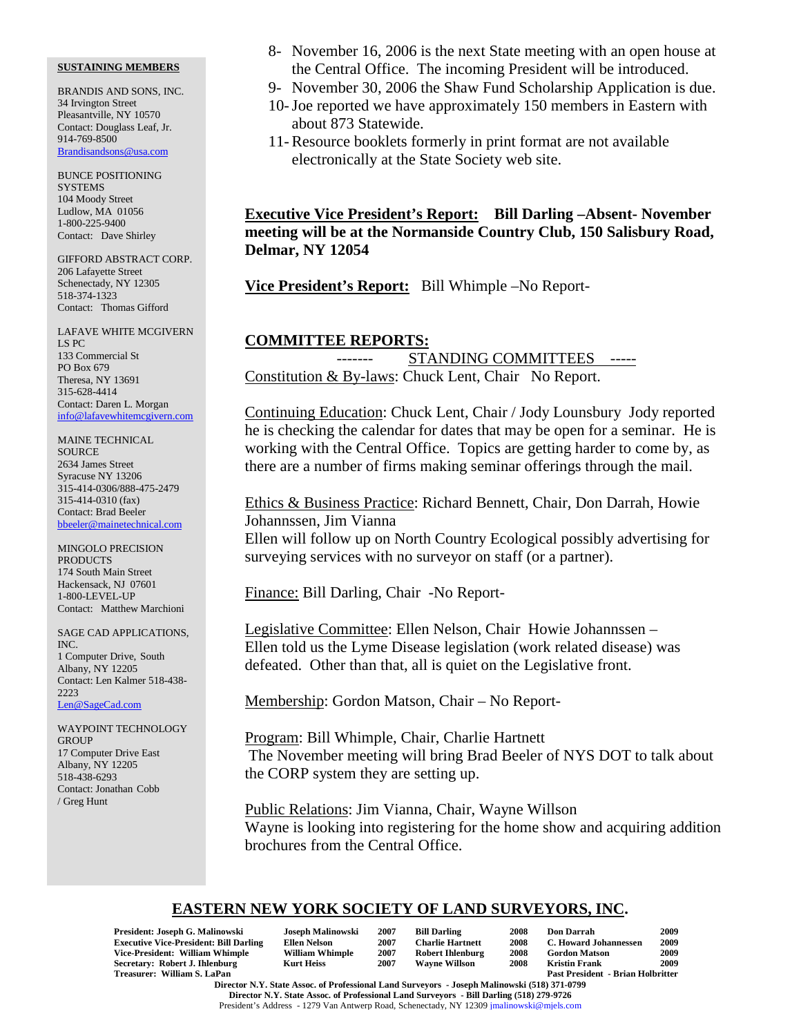8- November 16, 2006 is the next State meeting with an open house at the Central Office. The incoming President will be introduced.
9- November 30, 2006 the Shaw Fund Scholarship Application is due.
10- Joe reported we have approximately 150 members in Eastern with about 873 Statewide.
11- Resource booklets formerly in print format are not available electronically at the State Society web site.

**Executive Vice President's Report: Bill Darling –Absent- November meeting will be at the Normanside Country Club, 150 Salisbury Road, Delmar, NY 12054**

**Vice President's Report:** Bill Whimple –No Report-

**COMMITTEE REPORTS:**

------- STANDING COMMITTEES -----

Constitution & By-laws: Chuck Lent, Chair No Report.

Continuing Education: Chuck Lent, Chair / Jody Lounsbury Jody reported he is checking the calendar for dates that may be open for a seminar. He is working with the Central Office. Topics are getting harder to come by, as there are a number of firms making seminar offerings through the mail.

Ethics & Business Practice: Richard Bennett, Chair, Don Darrah, Howie Johannssen, Jim Vianna
Ellen will follow up on North Country Ecological possibly advertising for surveying services with no surveyor on staff (or a partner).

Finance: Bill Darling, Chair -No Report-

Legislative Committee: Ellen Nelson, Chair Howie Johannssen – Ellen told us the Lyme Disease legislation (work related disease) was defeated. Other than that, all is quiet on the Legislative front.

Membership: Gordon Matson, Chair – No Report-

Program: Bill Whimple, Chair, Charlie Hartnett
The November meeting will bring Brad Beeler of NYS DOT to talk about the CORP system they are setting up.

Public Relations: Jim Vianna, Chair, Wayne Willson
Wayne is looking into registering for the home show and acquiring addition brochures from the Central Office.

**SUSTAINING MEMBERS**

BRANDIS AND SONS, INC.
34 Irvington Street
Pleasantville, NY 10570
Contact: Douglass Leaf, Jr.
914-769-8500
Brandisandsons@usa.com

BUNCE POSITIONING SYSTEMS
104 Moody Street
Ludlow, MA 01056
1-800-225-9400
Contact: Dave Shirley

GIFFORD ABSTRACT CORP.
206 Lafayette Street
Schenectady, NY 12305
518-374-1323
Contact: Thomas Gifford

LAFAVE WHITE MCGIVERN LS PC
133 Commercial St
PO Box 679
Theresa, NY 13691
315-628-4414
Contact: Daren L. Morgan
info@lafavewhitemcgivern.com

MAINE TECHNICAL SOURCE
2634 James Street
Syracuse NY 13206
315-414-0306/888-475-2479
315-414-0310 (fax)
Contact: Brad Beeler
bbeeler@mainetechnical.com

MINGOLO PRECISION PRODUCTS
174 South Main Street
Hackensack, NJ 07601
1-800-LEVEL-UP
Contact: Matthew Marchioni

SAGE CAD APPLICATIONS, INC.
1 Computer Drive, South
Albany, NY 12205
Contact: Len Kalmer 518-438-2223
Len@SageCad.com

WAYPOINT TECHNOLOGY GROUP
17 Computer Drive East
Albany, NY 12205
518-438-6293
Contact: Jonathan Cobb / Greg Hunt

**EASTERN NEW YORK SOCIETY OF LAND SURVEYORS, INC.**

| | | | | | | | |
|---|---|---|---|---|---|---|---|
| **President: Joseph G. Malinowski** | **Joseph Malinowski** | **2007** | **Bill Darling** | **2008** | **Don Darrah** | **2009** |
| **Executive Vice-President: Bill Darling** | **Ellen Nelson** | **2007** | **Charlie Hartnett** | **2008** | **C. Howard Johannessen** | **2009** |
| **Vice-President: William Whimple** | **William Whimple** | **2007** | **Robert Ihlenburg** | **2008** | **Gordon Matson** | **2009** |
| **Secretary: Robert J. Ihlenburg** | **Kurt Heiss** | **2007** | **Wayne Willson** | **2008** | **Kristin Frank** | **2009** |
| **Treasurer: William S. LaPan** | | | | | **Past President - Brian Holbritter** | |

**Director N.Y. State Assoc. of Professional Land Surveyors - Joseph Malinowski (518) 371-0799**
**Director N.Y. State Assoc. of Professional Land Surveyors - Bill Darling (518) 279-9726**
President's Address - 1279 Van Antwerp Road, Schenectady, NY 12309 jmalinowski@mjels.com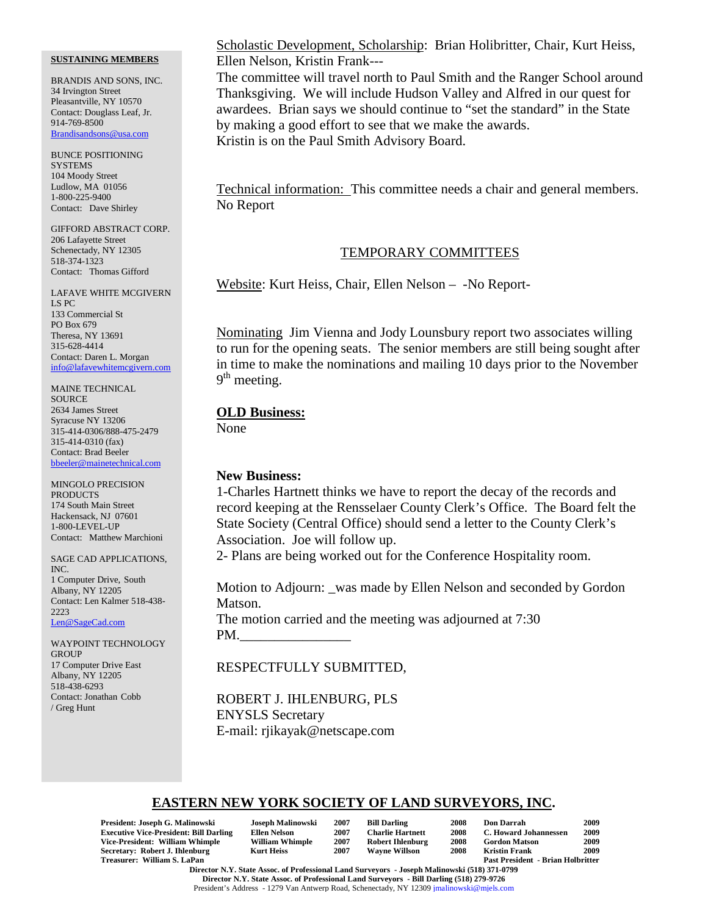**SUSTAINING MEMBERS**

BRANDIS AND SONS, INC.
34 Irvington Street
Pleasantville, NY 10570
Contact: Douglass Leaf, Jr.
914-769-8500
Brandisandsons@usa.com

BUNCE POSITIONING SYSTEMS
104 Moody Street
Ludlow, MA 01056
1-800-225-9400
Contact: Dave Shirley

GIFFORD ABSTRACT CORP.
206 Lafayette Street
Schenectady, NY 12305
518-374-1323
Contact: Thomas Gifford

LAFAVE WHITE MCGIVERN LS PC
133 Commercial St
PO Box 679
Theresa, NY 13691
315-628-4414
Contact: Daren L. Morgan
info@lafavewhitemcgivern.com

MAINE TECHNICAL SOURCE
2634 James Street
Syracuse NY 13206
315-414-0306/888-475-2479
315-414-0310 (fax)
Contact: Brad Beeler
bbeeler@mainetechnical.com

MINGOLO PRECISION PRODUCTS
174 South Main Street
Hackensack, NJ 07601
1-800-LEVEL-UP
Contact: Matthew Marchioni

SAGE CAD APPLICATIONS, INC.
1 Computer Drive, South
Albany, NY 12205
Contact: Len Kalmer 518-438-2223
Len@SageCad.com

WAYPOINT TECHNOLOGY GROUP
17 Computer Drive East
Albany, NY 12205
518-438-6293
Contact: Jonathan Cobb / Greg Hunt

Scholastic Development, Scholarship: Brian Holibritter, Chair, Kurt Heiss, Ellen Nelson, Kristin Frank---
The committee will travel north to Paul Smith and the Ranger School around Thanksgiving. We will include Hudson Valley and Alfred in our quest for awardees. Brian says we should continue to "set the standard" in the State by making a good effort to see that we make the awards.
Kristin is on the Paul Smith Advisory Board.

Technical information: This committee needs a chair and general members.
No Report

## TEMPORARY COMMITTEES

Website: Kurt Heiss, Chair, Ellen Nelson – -No Report-

Nominating Jim Vienna and Jody Lounsbury report two associates willing to run for the opening seats. The senior members are still being sought after in time to make the nominations and mailing 10 days prior to the November 9th meeting.

**OLD Business:**
None

**New Business:**
1-Charles Hartnett thinks we have to report the decay of the records and record keeping at the Rensselaer County Clerk's Office. The Board felt the State Society (Central Office) should send a letter to the County Clerk's Association. Joe will follow up.
2- Plans are being worked out for the Conference Hospitality room.

Motion to Adjourn: _was made by Ellen Nelson and seconded by Gordon Matson.
The motion carried and the meeting was adjourned at 7:30 PM.________________

RESPECTFULLY SUBMITTED,

ROBERT J. IHLENBURG, PLS
ENYSLS Secretary
E-mail: rjikayak@netscape.com

## EASTERN NEW YORK SOCIETY OF LAND SURVEYORS, INC.

| | | | | | | | |
|---|---|---|---|---|---|---|---|
| **President: Joseph G. Malinowski** | **Joseph Malinowski** | **2007** | **Bill Darling** | **2008** | **Don Darrah** | **2009** |
| **Executive Vice-President: Bill Darling** | **Ellen Nelson** | **2007** | **Charlie Hartnett** | **2008** | **C. Howard Johannessen** | **2009** |
| **Vice-President: William Whimple** | **William Whimple** | **2007** | **Robert Ihlenburg** | **2008** | **Gordon Matson** | **2009** |
| **Secretary: Robert J. Ihlenburg** | **Kurt Heiss** | **2007** | **Wayne Willson** | **2008** | **Kristin Frank** | **2009** |
| **Treasurer: William S. LaPan** | | | | | **Past President - Brian Holbritter** | |

**Director N.Y. State Assoc. of Professional Land Surveyors - Joseph Malinowski (518) 371-0799**
**Director N.Y. State Assoc. of Professional Land Surveyors - Bill Darling (518) 279-9726**
President's Address - 1279 Van Antwerp Road, Schenectady, NY 12309 jmalinowski@mjels.com